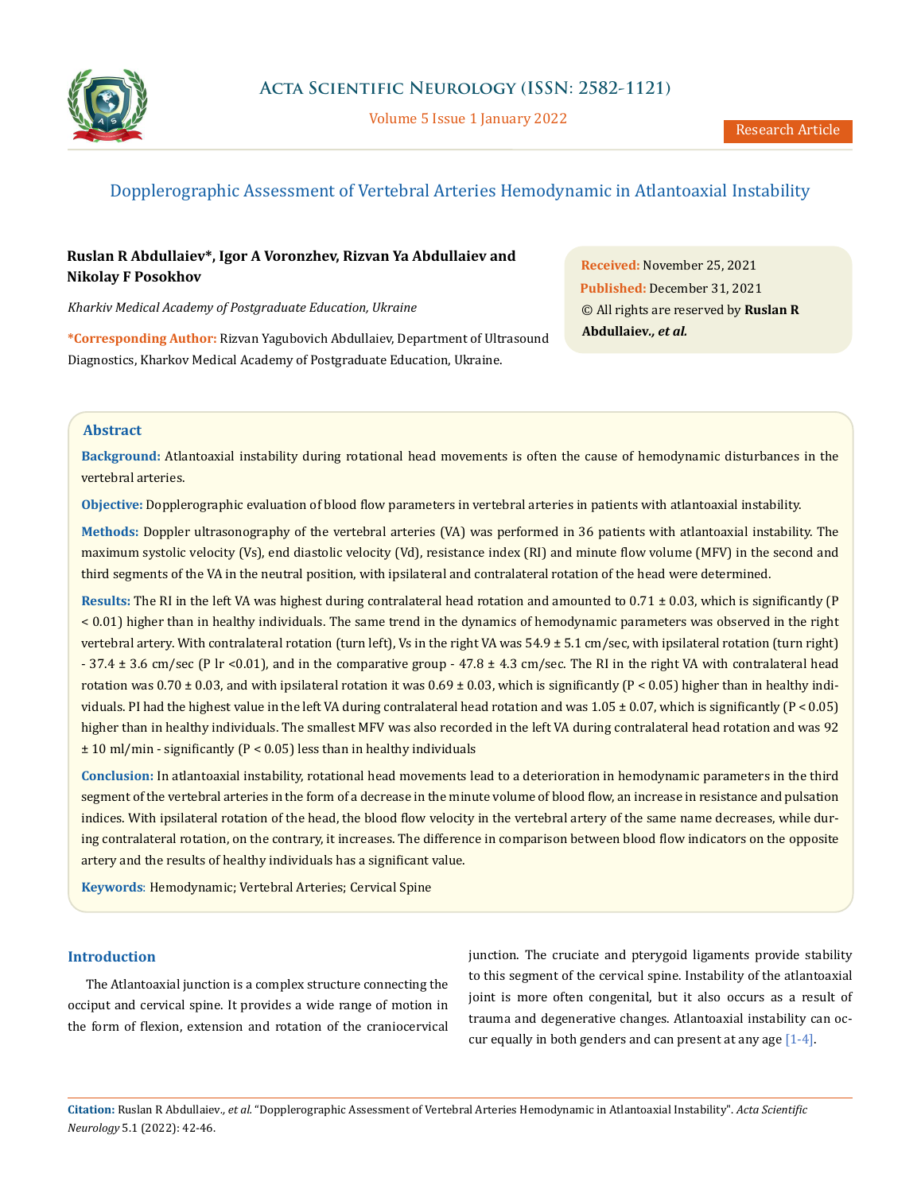# Dopplerographic Assessment of Vertebral Arteries Hemodynamic in Atlantoaxial Instability

**Ruslan R Abdullaiev\*, Igor A Voronzhev, Rizvan Ya Abdullaiev and Nikolay F Posokhov**

*Kharkiv Medical Academy of Postgraduate Education, Ukraine*

**\*Corresponding Author:** Rizvan Yagubovich Abdullaiev, Department of Ultrasound Diagnostics, Kharkov Medical Academy of Postgraduate Education, Ukraine.

**Received:** November 25, 2021
**Published:** December 31, 2021
© All rights are reserved by **Ruslan R Abdullaiev.*, et al.***

## Abstract

**Background:** Atlantoaxial instability during rotational head movements is often the cause of hemodynamic disturbances in the vertebral arteries.

**Objective:** Dopplerographic evaluation of blood flow parameters in vertebral arteries in patients with atlantoaxial instability.

**Methods:** Doppler ultrasonography of the vertebral arteries (VA) was performed in 36 patients with atlantoaxial instability. The maximum systolic velocity (Vs), end diastolic velocity (Vd), resistance index (RI) and minute flow volume (MFV) in the second and third segments of the VA in the neutral position, with ipsilateral and contralateral rotation of the head were determined.

**Results:** The RI in the left VA was highest during contralateral head rotation and amounted to 0.71 ± 0.03, which is significantly ($P < 0.01$) higher than in healthy individuals. The same trend in the dynamics of hemodynamic parameters was observed in the right vertebral artery. With contralateral rotation (turn left), Vs in the right VA was 54.9 ± 5.1 cm/sec, with ipsilateral rotation (turn right) - 37.4 ± 3.6 cm/sec (P lr <0.01), and in the comparative group - 47.8 ± 4.3 cm/sec. The RI in the right VA with contralateral head rotation was 0.70 ± 0.03, and with ipsilateral rotation it was 0.69 ± 0.03, which is significantly ($P < 0.05$) higher than in healthy individuals. PI had the highest value in the left VA during contralateral head rotation and was 1.05 ± 0.07, which is significantly ($P < 0.05$) higher than in healthy individuals. The smallest MFV was also recorded in the left VA during contralateral head rotation and was 92 ± 10 ml/min - significantly ($P < 0.05$) less than in healthy individuals

**Conclusion:** In atlantoaxial instability, rotational head movements lead to a deterioration in hemodynamic parameters in the third segment of the vertebral arteries in the form of a decrease in the minute volume of blood flow, an increase in resistance and pulsation indices. With ipsilateral rotation of the head, the blood flow velocity in the vertebral artery of the same name decreases, while during contralateral rotation, on the contrary, it increases. The difference in comparison between blood flow indicators on the opposite artery and the results of healthy individuals has a significant value.

**Keywords**: Hemodynamic; Vertebral Arteries; Cervical Spine

## Introduction

The Atlantoaxial junction is a complex structure connecting the occiput and cervical spine. It provides a wide range of motion in the form of flexion, extension and rotation of the craniocervical junction. The cruciate and pterygoid ligaments provide stability to this segment of the cervical spine. Instability of the atlantoaxial joint is more often congenital, but it also occurs as a result of trauma and degenerative changes. Atlantoaxial instability can occur equally in both genders and can present at any age [1-4].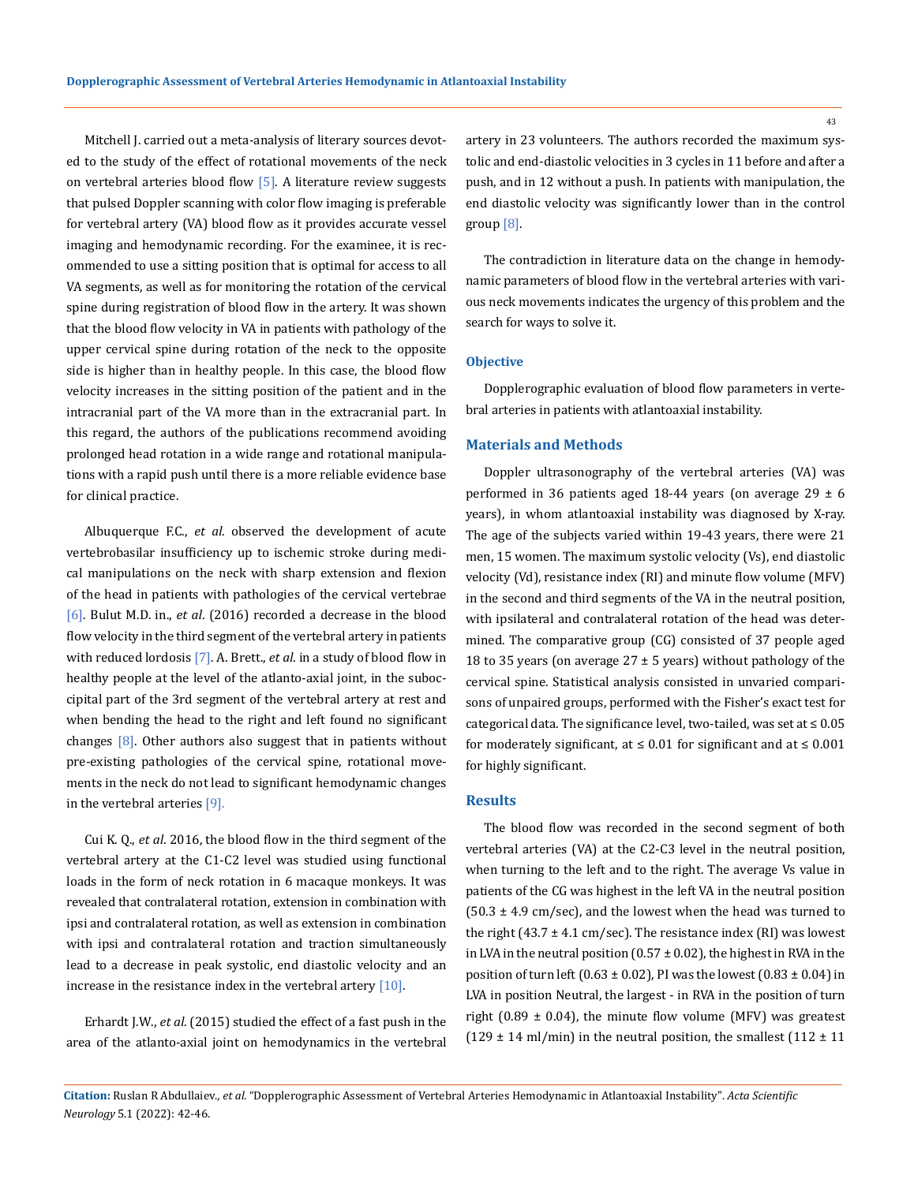Mitchell J. carried out a meta-analysis of literary sources devoted to the study of the effect of rotational movements of the neck on vertebral arteries blood flow [5]. A literature review suggests that pulsed Doppler scanning with color flow imaging is preferable for vertebral artery (VA) blood flow as it provides accurate vessel imaging and hemodynamic recording. For the examinee, it is recommended to use a sitting position that is optimal for access to all VA segments, as well as for monitoring the rotation of the cervical spine during registration of blood flow in the artery. It was shown that the blood flow velocity in VA in patients with pathology of the upper cervical spine during rotation of the neck to the opposite side is higher than in healthy people. In this case, the blood flow velocity increases in the sitting position of the patient and in the intracranial part of the VA more than in the extracranial part. In this regard, the authors of the publications recommend avoiding prolonged head rotation in a wide range and rotational manipulations with a rapid push until there is a more reliable evidence base for clinical practice.

Albuquerque F.C., *et al*. observed the development of acute vertebrobasilar insufficiency up to ischemic stroke during medical manipulations on the neck with sharp extension and flexion of the head in patients with pathologies of the cervical vertebrae [6]. Bulut M.D. in., *et al*. (2016) recorded a decrease in the blood flow velocity in the third segment of the vertebral artery in patients with reduced lordosis [7]. A. Brett., *et al*. in a study of blood flow in healthy people at the level of the atlanto-axial joint, in the suboccipital part of the 3rd segment of the vertebral artery at rest and when bending the head to the right and left found no significant changes [8]. Other authors also suggest that in patients without pre-existing pathologies of the cervical spine, rotational movements in the neck do not lead to significant hemodynamic changes in the vertebral arteries [9].

Cui K. Q., *et al*. 2016, the blood flow in the third segment of the vertebral artery at the C1-C2 level was studied using functional loads in the form of neck rotation in 6 macaque monkeys. It was revealed that contralateral rotation, extension in combination with ipsi and contralateral rotation, as well as extension in combination with ipsi and contralateral rotation and traction simultaneously lead to a decrease in peak systolic, end diastolic velocity and an increase in the resistance index in the vertebral artery [10].

Erhardt J.W., *et al*. (2015) studied the effect of a fast push in the area of the atlanto-axial joint on hemodynamics in the vertebral artery in 23 volunteers. The authors recorded the maximum systolic and end-diastolic velocities in 3 cycles in 11 before and after a push, and in 12 without a push. In patients with manipulation, the end diastolic velocity was significantly lower than in the control group [8].

The contradiction in literature data on the change in hemodynamic parameters of blood flow in the vertebral arteries with various neck movements indicates the urgency of this problem and the search for ways to solve it.

### Objective

Dopplerographic evaluation of blood flow parameters in vertebral arteries in patients with atlantoaxial instability.

## Materials and Methods

Doppler ultrasonography of the vertebral arteries (VA) was performed in 36 patients aged 18-44 years (on average 29 ± 6 years), in whom atlantoaxial instability was diagnosed by X-ray. The age of the subjects varied within 19-43 years, there were 21 men, 15 women. The maximum systolic velocity (Vs), end diastolic velocity (Vd), resistance index (RI) and minute flow volume (MFV) in the second and third segments of the VA in the neutral position, with ipsilateral and contralateral rotation of the head was determined. The comparative group (CG) consisted of 37 people aged 18 to 35 years (on average 27 ± 5 years) without pathology of the cervical spine. Statistical analysis consisted in unvaried comparisons of unpaired groups, performed with the Fisher's exact test for categorical data. The significance level, two-tailed, was set at ≤ 0.05 for moderately significant, at ≤ 0.01 for significant and at ≤ 0.001 for highly significant.

## Results

The blood flow was recorded in the second segment of both vertebral arteries (VA) at the C2-C3 level in the neutral position, when turning to the left and to the right. The average Vs value in patients of the CG was highest in the left VA in the neutral position (50.3 ± 4.9 cm/sec), and the lowest when the head was turned to the right (43.7 ± 4.1 cm/sec). The resistance index (RI) was lowest in LVA in the neutral position (0.57 ± 0.02), the highest in RVA in the position of turn left (0.63 ± 0.02), PI was the lowest (0.83 ± 0.04) in LVA in position Neutral, the largest - in RVA in the position of turn right (0.89 ± 0.04), the minute flow volume (MFV) was greatest (129 ± 14 ml/min) in the neutral position, the smallest (112 ± 11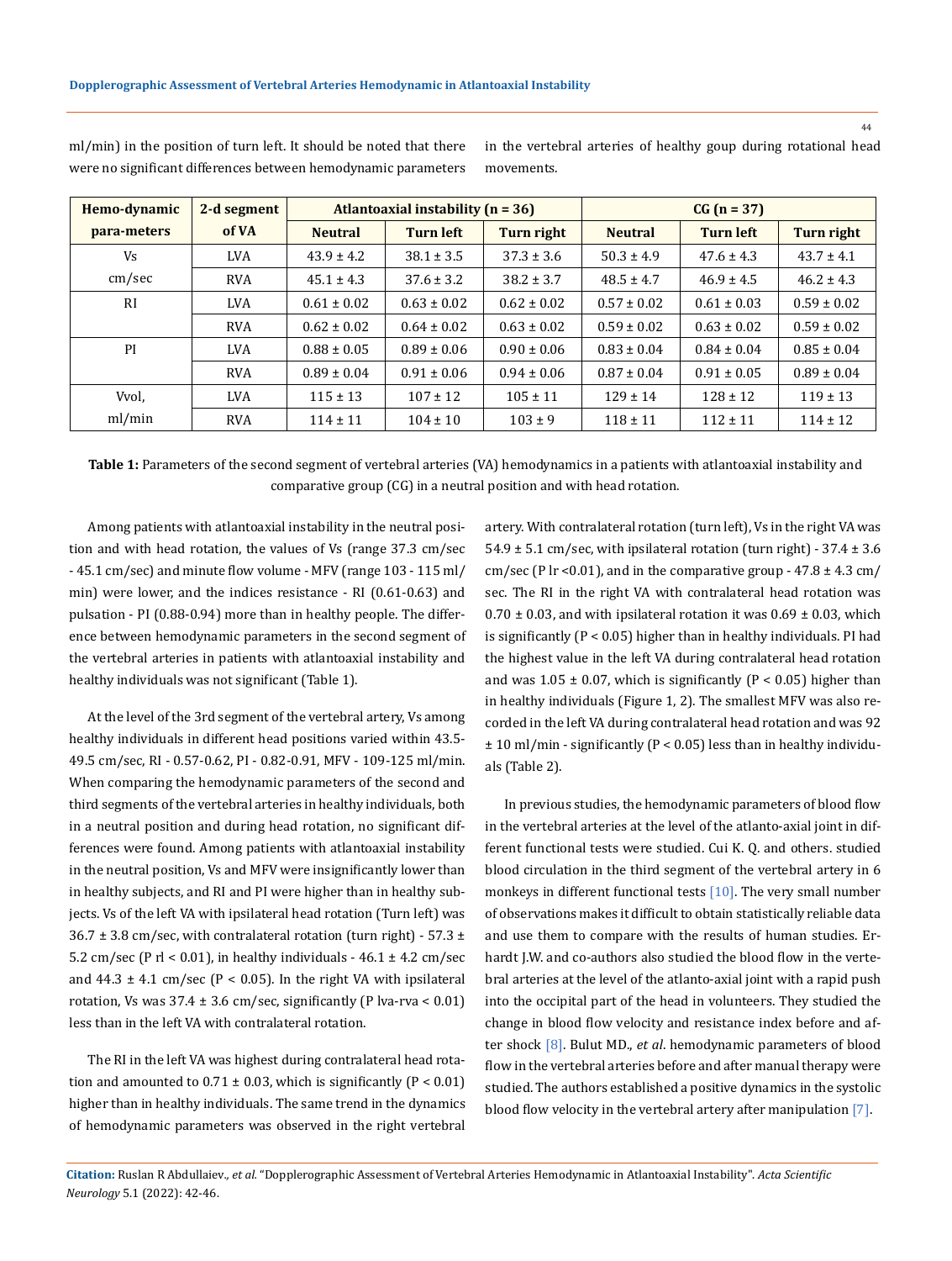ml/min) in the position of turn left. It should be noted that there were no significant differences between hemodynamic parameters in the vertebral arteries of healthy goup during rotational head movements.

| Hemo-dynamic para-meters | 2-d segment of VA | Atlantoaxial instability (n = 36) | | | CG (n = 37) | | |
|---|---|---|---|---|---|---|---|
| | | Neutral | Turn left | Turn right | Neutral | Turn left | Turn right |
| Vs cm/sec | LVA | 43.9 ± 4.2 | 38.1 ± 3.5 | 37.3 ± 3.6 | 50.3 ± 4.9 | 47.6 ± 4.3 | 43.7 ± 4.1 |
| | RVA | 45.1 ± 4.3 | 37.6 ± 3.2 | 38.2 ± 3.7 | 48.5 ± 4.7 | 46.9 ± 4.5 | 46.2 ± 4.3 |
| RI | LVA | 0.61 ± 0.02 | 0.63 ± 0.02 | 0.62 ± 0.02 | 0.57 ± 0.02 | 0.61 ± 0.03 | 0.59 ± 0.02 |
| | RVA | 0.62 ± 0.02 | 0.64 ± 0.02 | 0.63 ± 0.02 | 0.59 ± 0.02 | 0.63 ± 0.02 | 0.59 ± 0.02 |
| PI | LVA | 0.88 ± 0.05 | 0.89 ± 0.06 | 0.90 ± 0.06 | 0.83 ± 0.04 | 0.84 ± 0.04 | 0.85 ± 0.04 |
| | RVA | 0.89 ± 0.04 | 0.91 ± 0.06 | 0.94 ± 0.06 | 0.87 ± 0.04 | 0.91 ± 0.05 | 0.89 ± 0.04 |
| Vvol, ml/min | LVA | 115 ± 13 | 107 ± 12 | 105 ± 11 | 129 ± 14 | 128 ± 12 | 119 ± 13 |
| | RVA | 114 ± 11 | 104 ± 10 | 103 ± 9 | 118 ± 11 | 112 ± 11 | 114 ± 12 |

**Table 1:** Parameters of the second segment of vertebral arteries (VA) hemodynamics in a patients with atlantoaxial instability and comparative group (CG) in a neutral position and with head rotation.

Among patients with atlantoaxial instability in the neutral position and with head rotation, the values of Vs (range 37.3 cm/sec - 45.1 cm/sec) and minute flow volume - MFV (range 103 - 115 ml/min) were lower, and the indices resistance - RI (0.61-0.63) and pulsation - PI (0.88-0.94) more than in healthy people. The difference between hemodynamic parameters in the second segment of the vertebral arteries in patients with atlantoaxial instability and healthy individuals was not significant (Table 1).

At the level of the 3rd segment of the vertebral artery, Vs among healthy individuals in different head positions varied within 43.5-49.5 cm/sec, RI - 0.57-0.62, PI - 0.82-0.91, MFV - 109-125 ml/min. When comparing the hemodynamic parameters of the second and third segments of the vertebral arteries in healthy individuals, both in a neutral position and during head rotation, no significant differences were found. Among patients with atlantoaxial instability in the neutral position, Vs and MFV were insignificantly lower than in healthy subjects, and RI and PI were higher than in healthy subjects. Vs of the left VA with ipsilateral head rotation (Turn left) was 36.7 ± 3.8 cm/sec, with contralateral rotation (turn right) - 57.3 ± 5.2 cm/sec ($P_{rl} < 0.01$), in healthy individuals - 46.1 ± 4.2 cm/sec and 44.3 ± 4.1 cm/sec ($P < 0.05$). In the right VA with ipsilateral rotation, Vs was 37.4 ± 3.6 cm/sec, significantly ($P_{lva\text{-}rva} < 0.01$) less than in the left VA with contralateral rotation.

The RI in the left VA was highest during contralateral head rotation and amounted to 0.71 ± 0.03, which is significantly ($P < 0.01$) higher than in healthy individuals. The same trend in the dynamics of hemodynamic parameters was observed in the right vertebral artery. With contralateral rotation (turn left), Vs in the right VA was 54.9 ± 5.1 cm/sec, with ipsilateral rotation (turn right) - 37.4 ± 3.6 cm/sec ($P_{lr} < 0.01$), and in the comparative group - 47.8 ± 4.3 cm/sec. The RI in the right VA with contralateral head rotation was 0.70 ± 0.03, and with ipsilateral rotation it was 0.69 ± 0.03, which is significantly ($P < 0.05$) higher than in healthy individuals. PI had the highest value in the left VA during contralateral head rotation and was 1.05 ± 0.07, which is significantly ($P < 0.05$) higher than in healthy individuals (Figure 1, 2). The smallest MFV was also recorded in the left VA during contralateral head rotation and was 92 ± 10 ml/min - significantly ($P < 0.05$) less than in healthy individuals (Table 2).

In previous studies, the hemodynamic parameters of blood flow in the vertebral arteries at the level of the atlanto-axial joint in different functional tests were studied. Cui K. Q. and others. studied blood circulation in the third segment of the vertebral artery in 6 monkeys in different functional tests [10]. The very small number of observations makes it difficult to obtain statistically reliable data and use them to compare with the results of human studies. Erhardt J.W. and co-authors also studied the blood flow in the vertebral arteries at the level of the atlanto-axial joint with a rapid push into the occipital part of the head in volunteers. They studied the change in blood flow velocity and resistance index before and after shock [8]. Bulut MD., *et al*. hemodynamic parameters of blood flow in the vertebral arteries before and after manual therapy were studied. The authors established a positive dynamics in the systolic blood flow velocity in the vertebral artery after manipulation [7].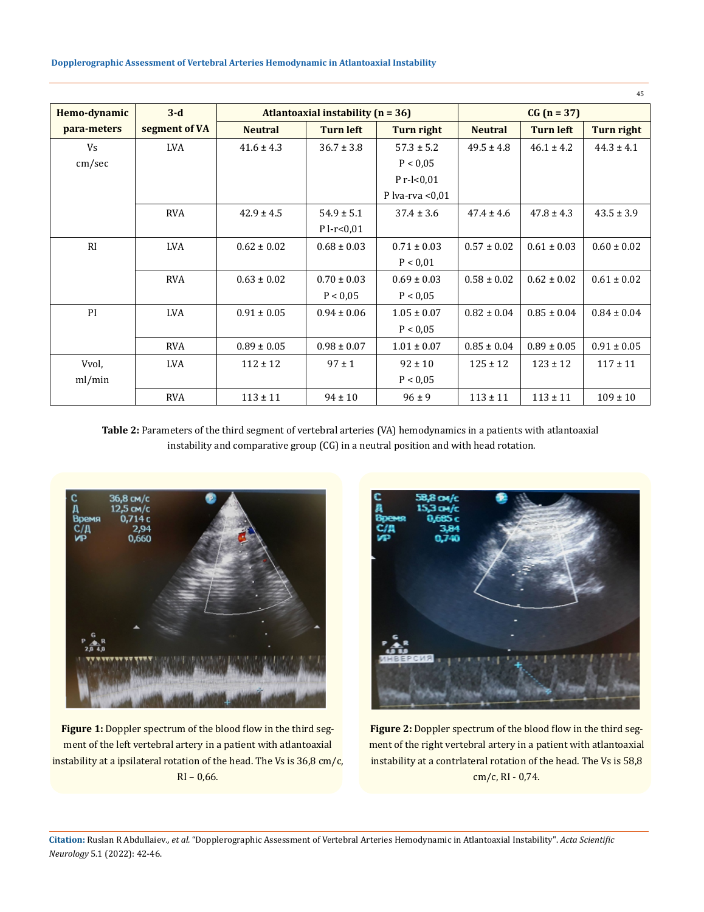| Hemo-dynamic para-meters | 3-d segment of VA | Atlantoaxial instability (n = 36) | | | CG (n = 37) | | |
|---|---|---|---|---|---|---|---|
| | | Neutral | Turn left | Turn right | Neutral | Turn left | Turn right |
| Vs cm/sec | LVA | 41.6 ± 4.3 | 36.7 ± 3.8 | 57.3 ± 5.2 P < 0,05 P r-l<0,01 P lva-rva <0,01 | 49.5 ± 4.8 | 46.1 ± 4.2 | 44.3 ± 4.1 |
| | RVA | 42.9 ± 4.5 | 54.9 ± 5.1 P l-r<0,01 | 37.4 ± 3.6 | 47.4 ± 4.6 | 47.8 ± 4.3 | 43.5 ± 3.9 |
| RI | LVA | 0.62 ± 0.02 | 0.68 ± 0.03 | 0.71 ± 0.03 P < 0,01 | 0.57 ± 0.02 | 0.61 ± 0.03 | 0.60 ± 0.02 |
| | RVA | 0.63 ± 0.02 | 0.70 ± 0.03 P < 0,05 | 0.69 ± 0.03 P < 0,05 | 0.58 ± 0.02 | 0.62 ± 0.02 | 0.61 ± 0.02 |
| PI | LVA | 0.91 ± 0.05 | 0.94 ± 0.06 | 1.05 ± 0.07 P < 0,05 | 0.82 ± 0.04 | 0.85 ± 0.04 | 0.84 ± 0.04 |
| | RVA | 0.89 ± 0.05 | 0.98 ± 0.07 | 1.01 ± 0.07 | 0.85 ± 0.04 | 0.89 ± 0.05 | 0.91 ± 0.05 |
| Vvol, ml/min | LVA | 112 ± 12 | 97 ± 1 | 92 ± 10 P < 0,05 | 125 ± 12 | 123 ± 12 | 117 ± 11 |
| | RVA | 113 ± 11 | 94 ± 10 | 96 ± 9 | 113 ± 11 | 113 ± 11 | 109 ± 10 |

**Table 2:** Parameters of the third segment of vertebral arteries (VA) hemodynamics in a patients with atlantoaxial instability and comparative group (CG) in a neutral position and with head rotation.

**Figure 1:** Doppler spectrum of the blood flow in the third segment of the left vertebral artery in a patient with atlantoaxial instability at a ipsilateral rotation of the head. The Vs is 36,8 cm/c, RI – 0,66.

**Figure 2:** Doppler spectrum of the blood flow in the third segment of the right vertebral artery in a patient with atlantoaxial instability at a contrlateral rotation of the head. The Vs is 58,8 cm/c, RI - 0,74.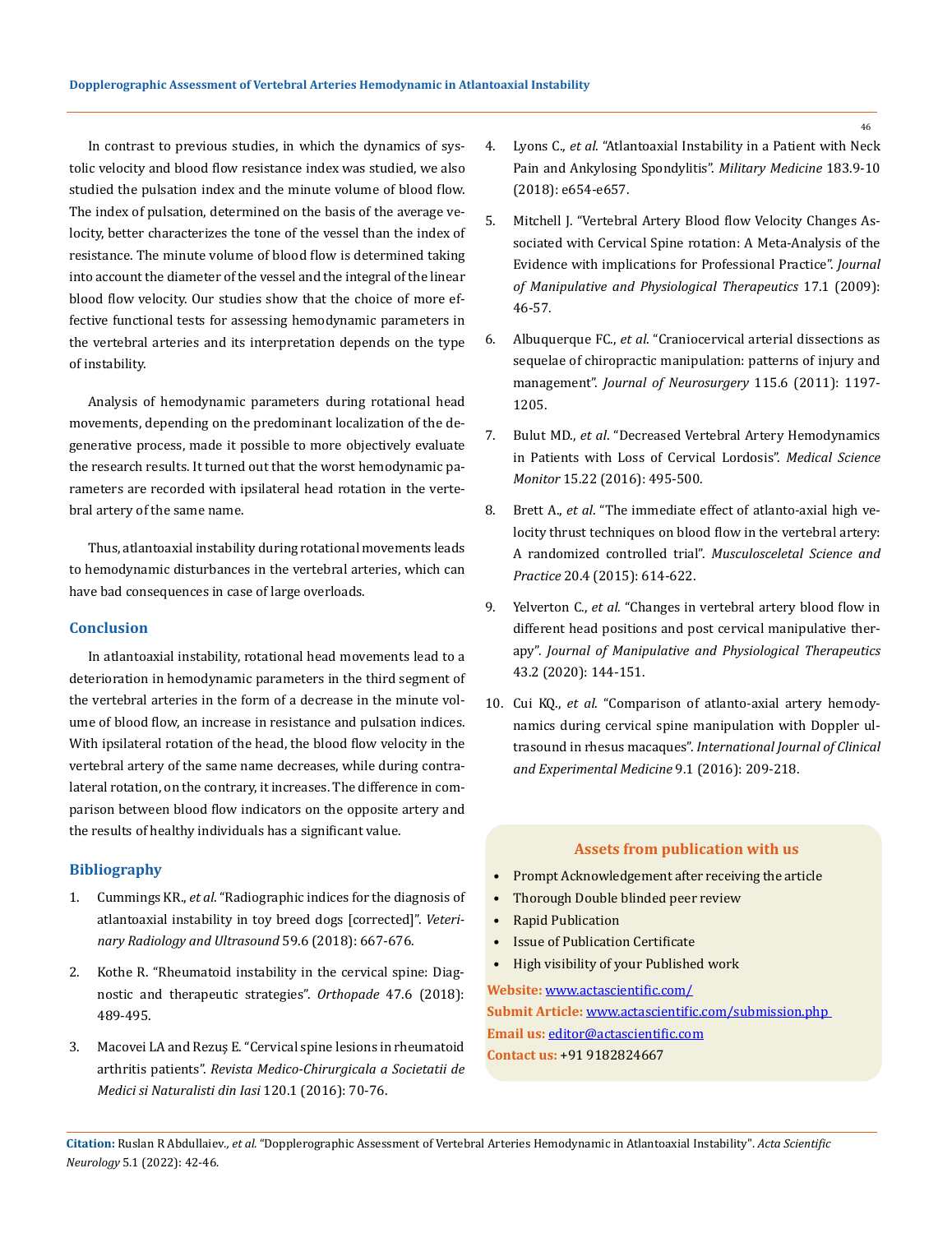In contrast to previous studies, in which the dynamics of systolic velocity and blood flow resistance index was studied, we also studied the pulsation index and the minute volume of blood flow. The index of pulsation, determined on the basis of the average velocity, better characterizes the tone of the vessel than the index of resistance. The minute volume of blood flow is determined taking into account the diameter of the vessel and the integral of the linear blood flow velocity. Our studies show that the choice of more effective functional tests for assessing hemodynamic parameters in the vertebral arteries and its interpretation depends on the type of instability.

Analysis of hemodynamic parameters during rotational head movements, depending on the predominant localization of the degenerative process, made it possible to more objectively evaluate the research results. It turned out that the worst hemodynamic parameters are recorded with ipsilateral head rotation in the vertebral artery of the same name.

Thus, atlantoaxial instability during rotational movements leads to hemodynamic disturbances in the vertebral arteries, which can have bad consequences in case of large overloads.

## Conclusion

In atlantoaxial instability, rotational head movements lead to a deterioration in hemodynamic parameters in the third segment of the vertebral arteries in the form of a decrease in the minute volume of blood flow, an increase in resistance and pulsation indices. With ipsilateral rotation of the head, the blood flow velocity in the vertebral artery of the same name decreases, while during contralateral rotation, on the contrary, it increases. The difference in comparison between blood flow indicators on the opposite artery and the results of healthy individuals has a significant value.

## Bibliography

1. Cummings KR., *et al*. "Radiographic indices for the diagnosis of atlantoaxial instability in toy breed dogs [corrected]". *Veterinary Radiology and Ultrasound* 59.6 (2018): 667-676.
2. Kothe R. "Rheumatoid instability in the cervical spine: Diagnostic and therapeutic strategies". *Orthopade* 47.6 (2018): 489-495.
3. Macovei LA and Rezuș E. "Cervical spine lesions in rheumatoid arthritis patients". *Revista Medico-Chirurgicala a Societatii de Medici si Naturalisti din Iasi* 120.1 (2016): 70-76.
4. Lyons C., *et al*. "Atlantoaxial Instability in a Patient with Neck Pain and Ankylosing Spondylitis". *Military Medicine* 183.9-10 (2018): e654-e657.
5. Mitchell J. "Vertebral Artery Blood flow Velocity Changes Associated with Cervical Spine rotation: A Meta-Analysis of the Evidence with implications for Professional Practice". *Journal of Manipulative and Physiological Therapeutics* 17.1 (2009): 46-57.
6. Albuquerque FC., *et al*. "Craniocervical arterial dissections as sequelae of chiropractic manipulation: patterns of injury and management". *Journal of Neurosurgery* 115.6 (2011): 1197-1205.
7. Bulut MD., *et al*. "Decreased Vertebral Artery Hemodynamics in Patients with Loss of Cervical Lordosis". *Medical Science Monitor* 15.22 (2016): 495-500.
8. Brett A., *et al*. "The immediate effect of atlanto-axial high velocity thrust techniques on blood flow in the vertebral artery: A randomized controlled trial". *Musculosceletal Science and Practice* 20.4 (2015): 614-622.
9. Yelverton C., *et al*. "Changes in vertebral artery blood flow in different head positions and post cervical manipulative therapy". *Journal of Manipulative and Physiological Therapeutics* 43.2 (2020): 144-151.
10. Cui KQ., *et al*. "Comparison of atlanto-axial artery hemodynamics during cervical spine manipulation with Doppler ultrasound in rhesus macaques". *International Journal of Clinical and Experimental Medicine* 9.1 (2016): 209-218.

**Assets from publication with us**

- Prompt Acknowledgement after receiving the article
- Thorough Double blinded peer review
- Rapid Publication
- Issue of Publication Certificate
- High visibility of your Published work

**Website:** www.actascientific.com/
**Submit Article:** www.actascientific.com/submission.php
**Email us:** editor@actascientific.com
**Contact us:** +91 9182824667